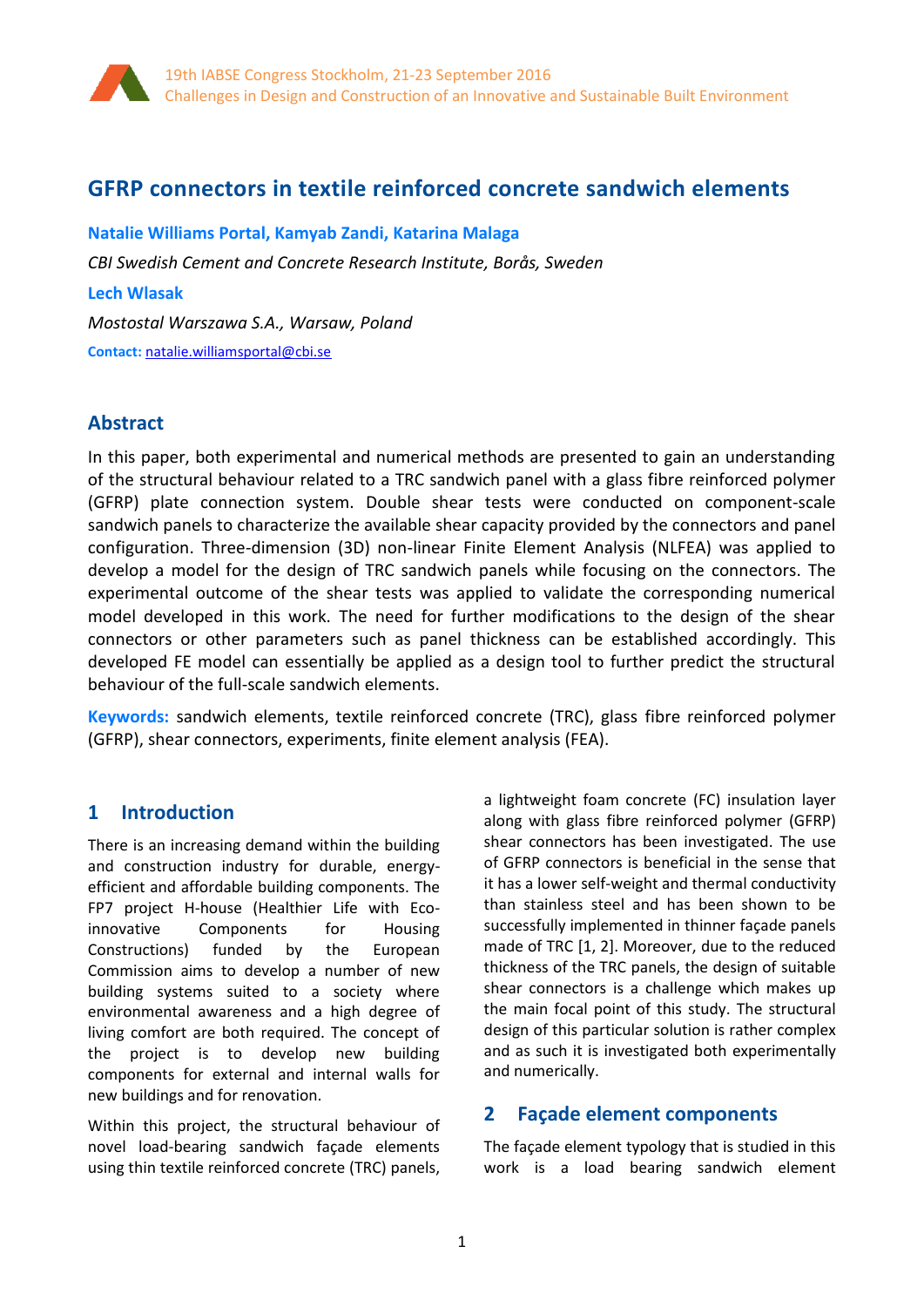# GFRP connectors in textile reinforced concrete sandwich elements

**Natalie Williams Portal, Kamyab Zandi, Katarina Malaga**

*CBI Swedish Cement and Concrete Research Institute, Borås, Sweden*

**Lech Wlasak**

*Mostostal Warszawa S.A., Warsaw, Poland*

**Contact:** natalie.williamsportal@cbi.se

## Abstract

In this paper, both experimental and numerical methods are presented to gain an understanding of the structural behaviour related to a TRC sandwich panel with a glass fibre reinforced polymer (GFRP) plate connection system. Double shear tests were conducted on component-scale sandwich panels to characterize the available shear capacity provided by the connectors and panel configuration. Three-dimension (3D) non-linear Finite Element Analysis (NLFEA) was applied to develop a model for the design of TRC sandwich panels while focusing on the connectors. The experimental outcome of the shear tests was applied to validate the corresponding numerical model developed in this work. The need for further modifications to the design of the shear connectors or other parameters such as panel thickness can be established accordingly. This developed FE model can essentially be applied as a design tool to further predict the structural behaviour of the full-scale sandwich elements.

**Keywords:** sandwich elements, textile reinforced concrete (TRC), glass fibre reinforced polymer (GFRP), shear connectors, experiments, finite element analysis (FEA).

## 1 Introduction

There is an increasing demand within the building and construction industry for durable, energy-efficient and affordable building components. The FP7 project H-house (Healthier Life with Eco-innovative Components for Housing Constructions) funded by the European Commission aims to develop a number of new building systems suited to a society where environmental awareness and a high degree of living comfort are both required. The concept of the project is to develop new building components for external and internal walls for new buildings and for renovation.

Within this project, the structural behaviour of novel load-bearing sandwich façade elements using thin textile reinforced concrete (TRC) panels, a lightweight foam concrete (FC) insulation layer along with glass fibre reinforced polymer (GFRP) shear connectors has been investigated. The use of GFRP connectors is beneficial in the sense that it has a lower self-weight and thermal conductivity than stainless steel and has been shown to be successfully implemented in thinner façade panels made of TRC [1, 2]. Moreover, due to the reduced thickness of the TRC panels, the design of suitable shear connectors is a challenge which makes up the main focal point of this study. The structural design of this particular solution is rather complex and as such it is investigated both experimentally and numerically.

## 2 Façade element components

The façade element typology that is studied in this work is a load bearing sandwich element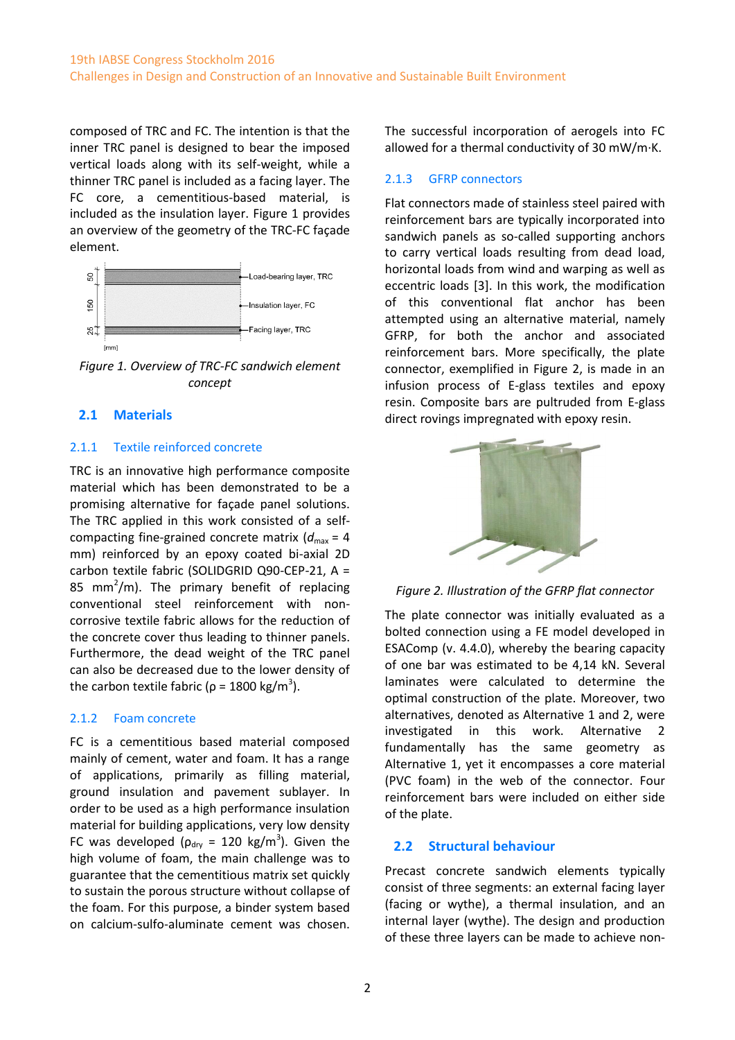composed of TRC and FC. The intention is that the inner TRC panel is designed to bear the imposed vertical loads along with its self-weight, while a thinner TRC panel is included as a facing layer. The FC core, a cementitious-based material, is included as the insulation layer. Figure 1 provides an overview of the geometry of the TRC-FC façade element.

Figure 1. Overview of TRC-FC sandwich element concept

## 2.1 Materials

### 2.1.1 Textile reinforced concrete

TRC is an innovative high performance composite material which has demonstrated to be a promising alternative for façade panel solutions. The TRC applied in this work consisted of a self-compacting fine-grained concrete matrix ($d_{max}$ = 4 mm) reinforced by an epoxy coated bi-axial 2D carbon textile fabric (SOLIDGRID Q90-CEP-21, A = 85 mm$^2$/m). The primary benefit of replacing conventional steel reinforcement with non-corrosive textile fabric allows for the reduction of the concrete cover thus leading to thinner panels. Furthermore, the dead weight of the TRC panel can also be decreased due to the lower density of the carbon textile fabric (ρ = 1800 kg/m$^3$).

### 2.1.2 Foam concrete

FC is a cementitious based material composed mainly of cement, water and foam. It has a range of applications, primarily as filling material, ground insulation and pavement sublayer. In order to be used as a high performance insulation material for building applications, very low density FC was developed ($\rho_{dry}$ = 120 kg/m$^3$). Given the high volume of foam, the main challenge was to guarantee that the cementitious matrix set quickly to sustain the porous structure without collapse of the foam. For this purpose, a binder system based on calcium-sulfo-aluminate cement was chosen. The successful incorporation of aerogels into FC allowed for a thermal conductivity of 30 mW/m·K.

### 2.1.3 GFRP connectors

Flat connectors made of stainless steel paired with reinforcement bars are typically incorporated into sandwich panels as so-called supporting anchors to carry vertical loads resulting from dead load, horizontal loads from wind and warping as well as eccentric loads [3]. In this work, the modification of this conventional flat anchor has been attempted using an alternative material, namely GFRP, for both the anchor and associated reinforcement bars. More specifically, the plate connector, exemplified in Figure 2, is made in an infusion process of E-glass textiles and epoxy resin. Composite bars are pultruded from E-glass direct rovings impregnated with epoxy resin.

Figure 2. Illustration of the GFRP flat connector

The plate connector was initially evaluated as a bolted connection using a FE model developed in ESAComp (v. 4.4.0), whereby the bearing capacity of one bar was estimated to be 4,14 kN. Several laminates were calculated to determine the optimal construction of the plate. Moreover, two alternatives, denoted as Alternative 1 and 2, were investigated in this work. Alternative 2 fundamentally has the same geometry as Alternative 1, yet it encompasses a core material (PVC foam) in the web of the connector. Four reinforcement bars were included on either side of the plate.

## 2.2 Structural behaviour

Precast concrete sandwich elements typically consist of three segments: an external facing layer (facing or wythe), a thermal insulation, and an internal layer (wythe). The design and production of these three layers can be made to achieve non-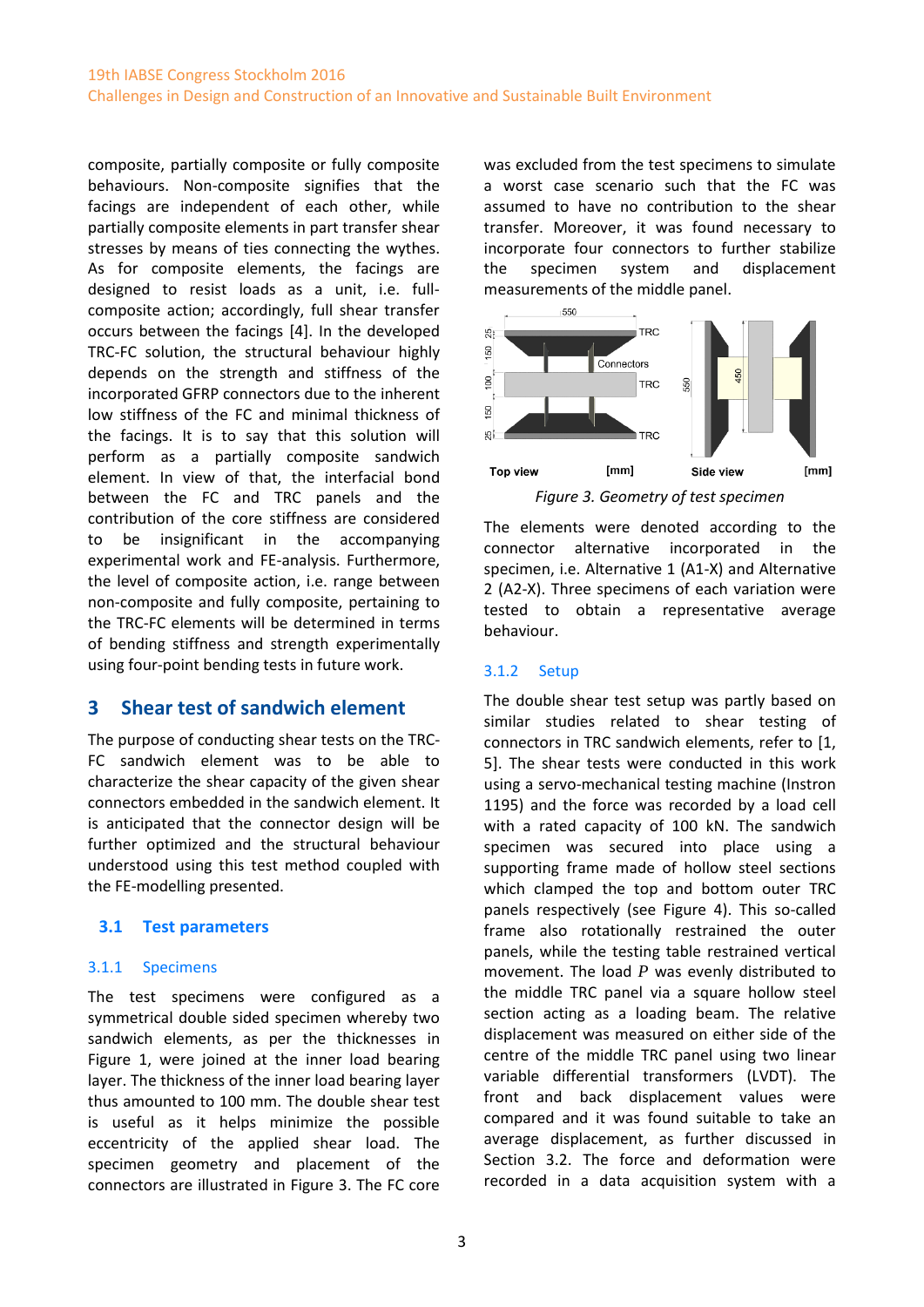composite, partially composite or fully composite behaviours. Non-composite signifies that the facings are independent of each other, while partially composite elements in part transfer shear stresses by means of ties connecting the wythes. As for composite elements, the facings are designed to resist loads as a unit, i.e. full-composite action; accordingly, full shear transfer occurs between the facings [4]. In the developed TRC-FC solution, the structural behaviour highly depends on the strength and stiffness of the incorporated GFRP connectors due to the inherent low stiffness of the FC and minimal thickness of the facings. It is to say that this solution will perform as a partially composite sandwich element. In view of that, the interfacial bond between the FC and TRC panels and the contribution of the core stiffness are considered to be insignificant in the accompanying experimental work and FE-analysis. Furthermore, the level of composite action, i.e. range between non-composite and fully composite, pertaining to the TRC-FC elements will be determined in terms of bending stiffness and strength experimentally using four-point bending tests in future work.

## 3 Shear test of sandwich element

The purpose of conducting shear tests on the TRC-FC sandwich element was to be able to characterize the shear capacity of the given shear connectors embedded in the sandwich element. It is anticipated that the connector design will be further optimized and the structural behaviour understood using this test method coupled with the FE-modelling presented.

### 3.1 Test parameters

#### 3.1.1 Specimens

The test specimens were configured as a symmetrical double sided specimen whereby two sandwich elements, as per the thicknesses in Figure 1, were joined at the inner load bearing layer. The thickness of the inner load bearing layer thus amounted to 100 mm. The double shear test is useful as it helps minimize the possible eccentricity of the applied shear load. The specimen geometry and placement of the connectors are illustrated in Figure 3. The FC core was excluded from the test specimens to simulate a worst case scenario such that the FC was assumed to have no contribution to the shear transfer. Moreover, it was found necessary to incorporate four connectors to further stabilize the specimen system and displacement measurements of the middle panel.

*Figure 3. Geometry of test specimen*

The elements were denoted according to the connector alternative incorporated in the specimen, i.e. Alternative 1 (A1-X) and Alternative 2 (A2-X). Three specimens of each variation were tested to obtain a representative average behaviour.

#### 3.1.2 Setup

The double shear test setup was partly based on similar studies related to shear testing of connectors in TRC sandwich elements, refer to [1, 5]. The shear tests were conducted in this work using a servo-mechanical testing machine (Instron 1195) and the force was recorded by a load cell with a rated capacity of 100 kN. The sandwich specimen was secured into place using a supporting frame made of hollow steel sections which clamped the top and bottom outer TRC panels respectively (see Figure 4). This so-called frame also rotationally restrained the outer panels, while the testing table restrained vertical movement. The load $P$ was evenly distributed to the middle TRC panel via a square hollow steel section acting as a loading beam. The relative displacement was measured on either side of the centre of the middle TRC panel using two linear variable differential transformers (LVDT). The front and back displacement values were compared and it was found suitable to take an average displacement, as further discussed in Section 3.2. The force and deformation were recorded in a data acquisition system with a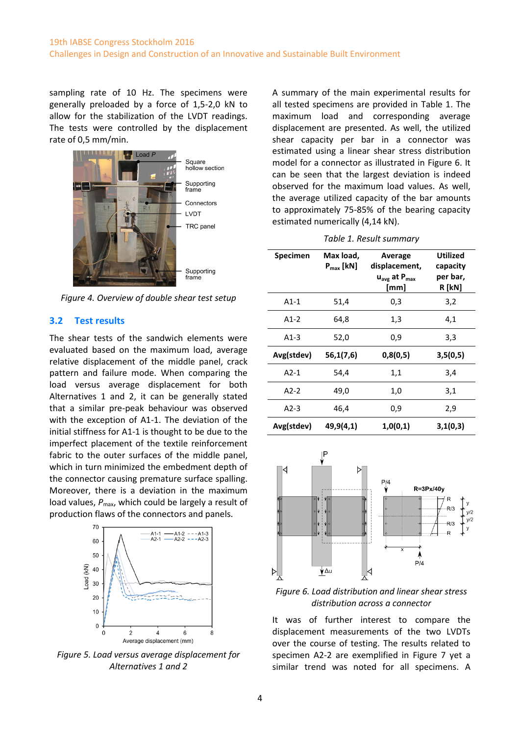sampling rate of 10 Hz. The specimens were generally preloaded by a force of 1,5-2,0 kN to allow for the stabilization of the LVDT readings. The tests were controlled by the displacement rate of 0,5 mm/min.

*Figure 4. Overview of double shear test setup*

### 3.2 Test results

The shear tests of the sandwich elements were evaluated based on the maximum load, average relative displacement of the middle panel, crack pattern and failure mode. When comparing the load versus average displacement for both Alternatives 1 and 2, it can be generally stated that a similar pre-peak behaviour was observed with the exception of A1-1. The deviation of the initial stiffness for A1-1 is thought to be due to the imperfect placement of the textile reinforcement fabric to the outer surfaces of the middle panel, which in turn minimized the embedment depth of the connector causing premature surface spalling. Moreover, there is a deviation in the maximum load values, $P_{max}$, which could be largely a result of production flaws of the connectors and panels.

*Figure 5. Load versus average displacement for Alternatives 1 and 2*

A summary of the main experimental results for all tested specimens are provided in Table 1. The maximum load and corresponding average displacement are presented. As well, the utilized shear capacity per bar in a connector was estimated using a linear shear stress distribution model for a connector as illustrated in Figure 6. It can be seen that the largest deviation is indeed observed for the maximum load values. As well, the average utilized capacity of the bar amounts to approximately 75-85% of the bearing capacity estimated numerically (4,14 kN).

*Table 1. Result summary*

| Specimen | Max load, $P_{max}$ [kN] | Average displacement, $u_{avg}$ at $P_{max}$ [mm] | Utilized capacity per bar, R [kN] |
|---|---|---|---|
| A1-1 | 51,4 | 0,3 | 3,2 |
| A1-2 | 64,8 | 1,3 | 4,1 |
| A1-3 | 52,0 | 0,9 | 3,3 |
| **Avg(stdev)** | **56,1(7,6)** | **0,8(0,5)** | **3,5(0,5)** |
| A2-1 | 54,4 | 1,1 | 3,4 |
| A2-2 | 49,0 | 1,0 | 3,1 |
| A2-3 | 46,4 | 0,9 | 2,9 |
| **Avg(stdev)** | **49,9(4,1)** | **1,0(0,1)** | **3,1(0,3)** |

*Figure 6. Load distribution and linear shear stress distribution across a connector*

It was of further interest to compare the displacement measurements of the two LVDTs over the course of testing. The results related to specimen A2-2 are exemplified in Figure 7 yet a similar trend was noted for all specimens. A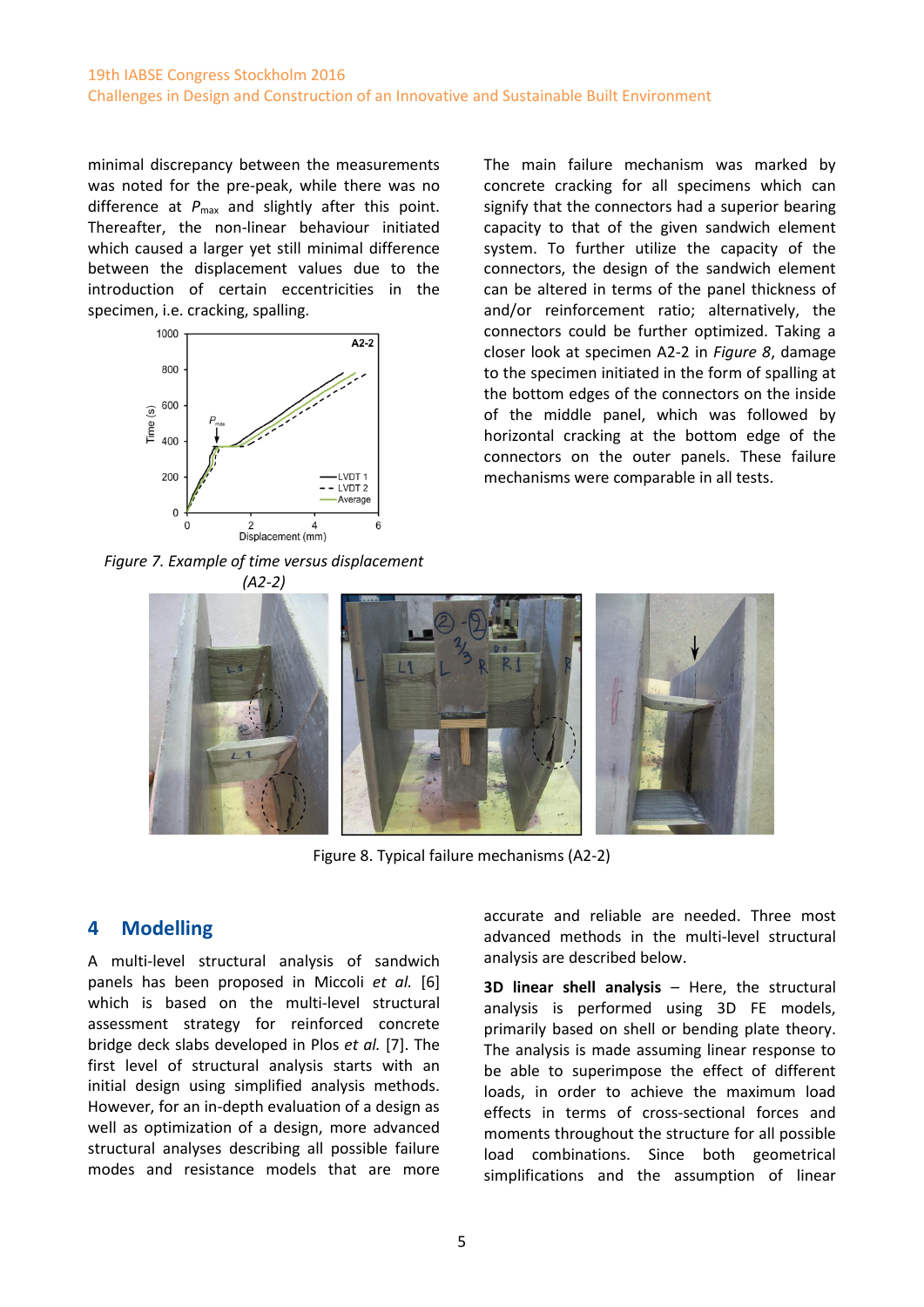minimal discrepancy between the measurements was noted for the pre-peak, while there was no difference at $P_{max}$ and slightly after this point. Thereafter, the non-linear behaviour initiated which caused a larger yet still minimal difference between the displacement values due to the introduction of certain eccentricities in the specimen, i.e. cracking, spalling.

*Figure 7. Example of time versus displacement (A2-2)*

The main failure mechanism was marked by concrete cracking for all specimens which can signify that the connectors had a superior bearing capacity to that of the given sandwich element system. To further utilize the capacity of the connectors, the design of the sandwich element can be altered in terms of the panel thickness of and/or reinforcement ratio; alternatively, the connectors could be further optimized. Taking a closer look at specimen A2-2 in *Figure 8*, damage to the specimen initiated in the form of spalling at the bottom edges of the connectors on the inside of the middle panel, which was followed by horizontal cracking at the bottom edge of the connectors on the outer panels. These failure mechanisms were comparable in all tests.

Figure 8. Typical failure mechanisms (A2-2)

## 4 Modelling

A multi-level structural analysis of sandwich panels has been proposed in Miccoli *et al.* [6] which is based on the multi-level structural assessment strategy for reinforced concrete bridge deck slabs developed in Plos *et al.* [7]. The first level of structural analysis starts with an initial design using simplified analysis methods. However, for an in-depth evaluation of a design as well as optimization of a design, more advanced structural analyses describing all possible failure modes and resistance models that are more accurate and reliable are needed. Three most advanced methods in the multi-level structural analysis are described below.

**3D linear shell analysis** – Here, the structural analysis is performed using 3D FE models, primarily based on shell or bending plate theory. The analysis is made assuming linear response to be able to superimpose the effect of different loads, in order to achieve the maximum load effects in terms of cross-sectional forces and moments throughout the structure for all possible load combinations. Since both geometrical simplifications and the assumption of linear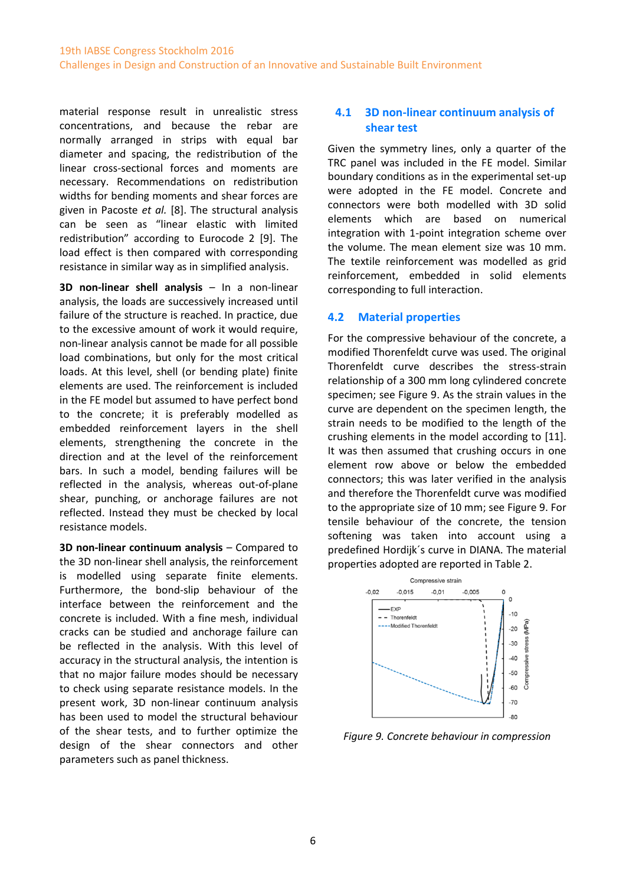material response result in unrealistic stress concentrations, and because the rebar are normally arranged in strips with equal bar diameter and spacing, the redistribution of the linear cross-sectional forces and moments are necessary. Recommendations on redistribution widths for bending moments and shear forces are given in Pacoste *et al.* [8]. The structural analysis can be seen as "linear elastic with limited redistribution" according to Eurocode 2 [9]. The load effect is then compared with corresponding resistance in similar way as in simplified analysis.

**3D non-linear shell analysis** – In a non-linear analysis, the loads are successively increased until failure of the structure is reached. In practice, due to the excessive amount of work it would require, non-linear analysis cannot be made for all possible load combinations, but only for the most critical loads. At this level, shell (or bending plate) finite elements are used. The reinforcement is included in the FE model but assumed to have perfect bond to the concrete; it is preferably modelled as embedded reinforcement layers in the shell elements, strengthening the concrete in the direction and at the level of the reinforcement bars. In such a model, bending failures will be reflected in the analysis, whereas out-of-plane shear, punching, or anchorage failures are not reflected. Instead they must be checked by local resistance models.

**3D non-linear continuum analysis** – Compared to the 3D non-linear shell analysis, the reinforcement is modelled using separate finite elements. Furthermore, the bond-slip behaviour of the interface between the reinforcement and the concrete is included. With a fine mesh, individual cracks can be studied and anchorage failure can be reflected in the analysis. With this level of accuracy in the structural analysis, the intention is that no major failure modes should be necessary to check using separate resistance models. In the present work, 3D non-linear continuum analysis has been used to model the structural behaviour of the shear tests, and to further optimize the design of the shear connectors and other parameters such as panel thickness.

### 4.1 3D non-linear continuum analysis of shear test

Given the symmetry lines, only a quarter of the TRC panel was included in the FE model. Similar boundary conditions as in the experimental set-up were adopted in the FE model. Concrete and connectors were both modelled with 3D solid elements which are based on numerical integration with 1-point integration scheme over the volume. The mean element size was 10 mm. The textile reinforcement was modelled as grid reinforcement, embedded in solid elements corresponding to full interaction.

### 4.2 Material properties

For the compressive behaviour of the concrete, a modified Thorenfeldt curve was used. The original Thorenfeldt curve describes the stress-strain relationship of a 300 mm long cylindered concrete specimen; see Figure 9. As the strain values in the curve are dependent on the specimen length, the strain needs to be modified to the length of the crushing elements in the model according to [11]. It was then assumed that crushing occurs in one element row above or below the embedded connectors; this was later verified in the analysis and therefore the Thorenfeldt curve was modified to the appropriate size of 10 mm; see Figure 9. For tensile behaviour of the concrete, the tension softening was taken into account using a predefined Hordijk´s curve in DIANA. The material properties adopted are reported in Table 2.

*Figure 9. Concrete behaviour in compression*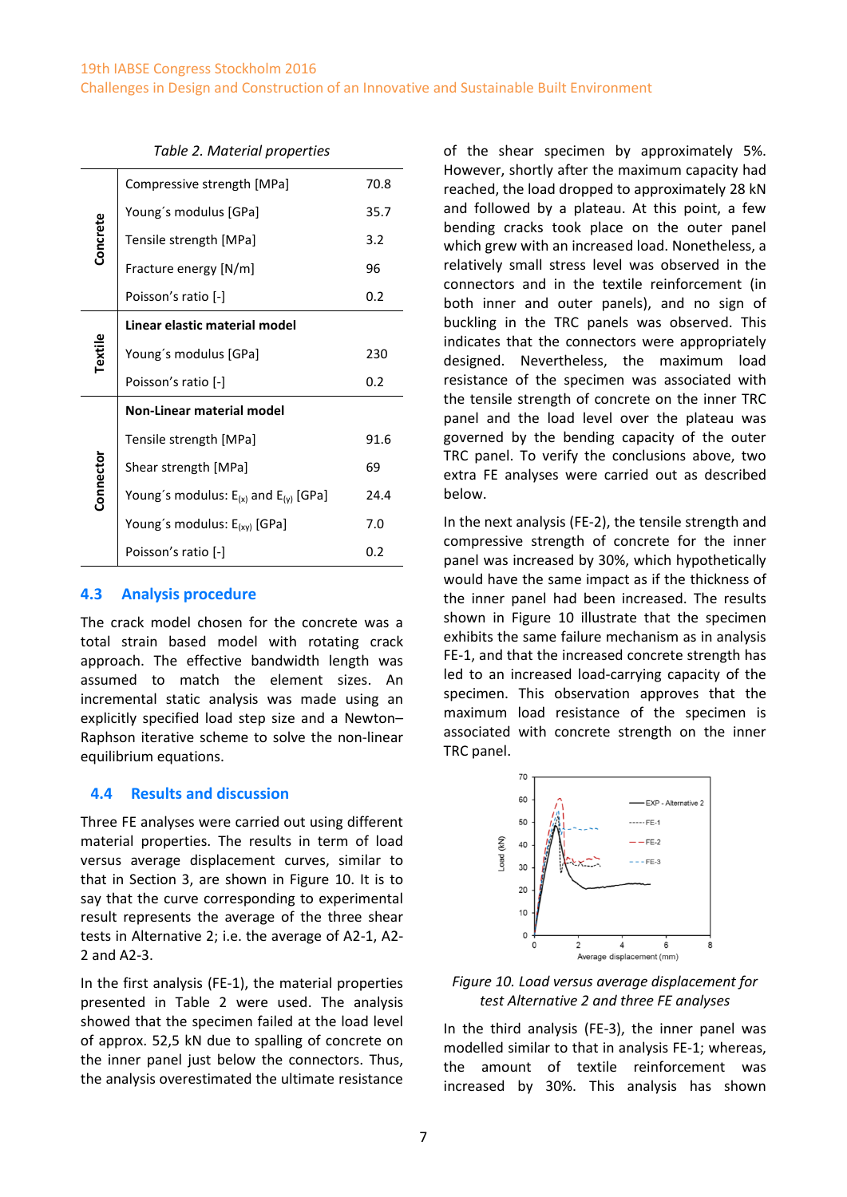*Table 2. Material properties*

| | | |
|---|---|---|
| **Concrete** | Compressive strength [MPa] | 70.8 |
| | Young´s modulus [GPa] | 35.7 |
| | Tensile strength [MPa] | 3.2 |
| | Fracture energy [N/m] | 96 |
| | Poisson's ratio [-] | 0.2 |
| **Textile** | **Linear elastic material model** | |
| | Young´s modulus [GPa] | 230 |
| | Poisson's ratio [-] | 0.2 |
| **Connector** | **Non-Linear material model** | |
| | Tensile strength [MPa] | 91.6 |
| | Shear strength [MPa] | 69 |
| | Young´s modulus: $E_{(x)}$ and $E_{(y)}$ [GPa] | 24.4 |
| | Young´s modulus: $E_{(xy)}$ [GPa] | 7.0 |
| | Poisson's ratio [-] | 0.2 |

## 4.3 Analysis procedure

The crack model chosen for the concrete was a total strain based model with rotating crack approach. The effective bandwidth length was assumed to match the element sizes. An incremental static analysis was made using an explicitly specified load step size and a Newton–Raphson iterative scheme to solve the non-linear equilibrium equations.

## 4.4 Results and discussion

Three FE analyses were carried out using different material properties. The results in term of load versus average displacement curves, similar to that in Section 3, are shown in Figure 10. It is to say that the curve corresponding to experimental result represents the average of the three shear tests in Alternative 2; i.e. the average of A2-1, A2-2 and A2-3.

In the first analysis (FE-1), the material properties presented in Table 2 were used. The analysis showed that the specimen failed at the load level of approx. 52,5 kN due to spalling of concrete on the inner panel just below the connectors. Thus, the analysis overestimated the ultimate resistance of the shear specimen by approximately 5%. However, shortly after the maximum capacity had reached, the load dropped to approximately 28 kN and followed by a plateau. At this point, a few bending cracks took place on the outer panel which grew with an increased load. Nonetheless, a relatively small stress level was observed in the connectors and in the textile reinforcement (in both inner and outer panels), and no sign of buckling in the TRC panels was observed. This indicates that the connectors were appropriately designed. Nevertheless, the maximum load resistance of the specimen was associated with the tensile strength of concrete on the inner TRC panel and the load level over the plateau was governed by the bending capacity of the outer TRC panel. To verify the conclusions above, two extra FE analyses were carried out as described below.

In the next analysis (FE-2), the tensile strength and compressive strength of concrete for the inner panel was increased by 30%, which hypothetically would have the same impact as if the thickness of the inner panel had been increased. The results shown in Figure 10 illustrate that the specimen exhibits the same failure mechanism as in analysis FE-1, and that the increased concrete strength has led to an increased load-carrying capacity of the specimen. This observation approves that the maximum load resistance of the specimen is associated with concrete strength on the inner TRC panel.

*Figure 10. Load versus average displacement for test Alternative 2 and three FE analyses*

In the third analysis (FE-3), the inner panel was modelled similar to that in analysis FE-1; whereas, the amount of textile reinforcement was increased by 30%. This analysis has shown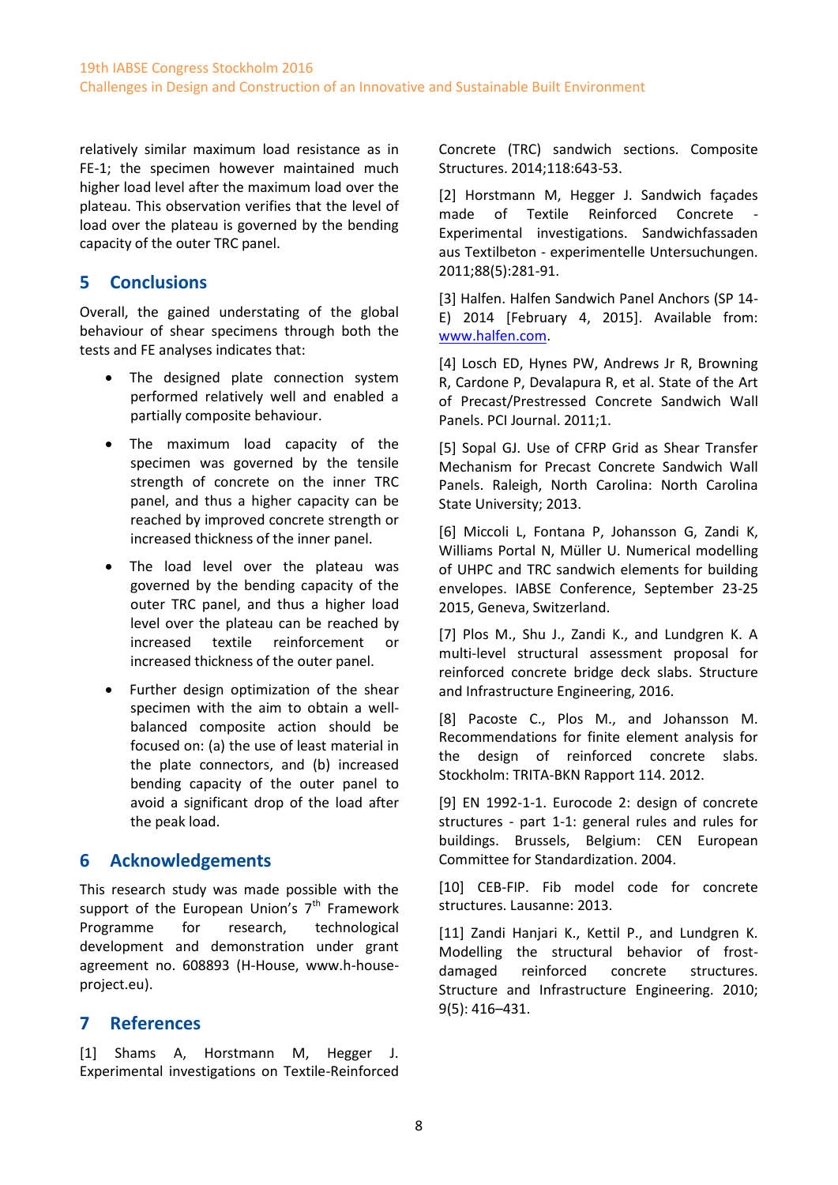relatively similar maximum load resistance as in FE-1; the specimen however maintained much higher load level after the maximum load over the plateau. This observation verifies that the level of load over the plateau is governed by the bending capacity of the outer TRC panel.

## 5 Conclusions

Overall, the gained understating of the global behaviour of shear specimens through both the tests and FE analyses indicates that:

- The designed plate connection system performed relatively well and enabled a partially composite behaviour.
- The maximum load capacity of the specimen was governed by the tensile strength of concrete on the inner TRC panel, and thus a higher capacity can be reached by improved concrete strength or increased thickness of the inner panel.
- The load level over the plateau was governed by the bending capacity of the outer TRC panel, and thus a higher load level over the plateau can be reached by increased textile reinforcement or increased thickness of the outer panel.
- Further design optimization of the shear specimen with the aim to obtain a well-balanced composite action should be focused on: (a) the use of least material in the plate connectors, and (b) increased bending capacity of the outer panel to avoid a significant drop of the load after the peak load.

## 6 Acknowledgements

This research study was made possible with the support of the European Union's 7th Framework Programme for research, technological development and demonstration under grant agreement no. 608893 (H-House, www.h-house-project.eu).

## 7 References

[1] Shams A, Horstmann M, Hegger J. Experimental investigations on Textile-Reinforced Concrete (TRC) sandwich sections. Composite Structures. 2014;118:643-53.

[2] Horstmann M, Hegger J. Sandwich façades made of Textile Reinforced Concrete - Experimental investigations. Sandwichfassaden aus Textilbeton - experimentelle Untersuchungen. 2011;88(5):281-91.

[3] Halfen. Halfen Sandwich Panel Anchors (SP 14-E) 2014 [February 4, 2015]. Available from: www.halfen.com.

[4] Losch ED, Hynes PW, Andrews Jr R, Browning R, Cardone P, Devalapura R, et al. State of the Art of Precast/Prestressed Concrete Sandwich Wall Panels. PCI Journal. 2011;1.

[5] Sopal GJ. Use of CFRP Grid as Shear Transfer Mechanism for Precast Concrete Sandwich Wall Panels. Raleigh, North Carolina: North Carolina State University; 2013.

[6] Miccoli L, Fontana P, Johansson G, Zandi K, Williams Portal N, Müller U. Numerical modelling of UHPC and TRC sandwich elements for building envelopes. IABSE Conference, September 23-25 2015, Geneva, Switzerland.

[7] Plos M., Shu J., Zandi K., and Lundgren K. A multi-level structural assessment proposal for reinforced concrete bridge deck slabs. Structure and Infrastructure Engineering, 2016.

[8] Pacoste C., Plos M., and Johansson M. Recommendations for finite element analysis for the design of reinforced concrete slabs. Stockholm: TRITA-BKN Rapport 114. 2012.

[9] EN 1992-1-1. Eurocode 2: design of concrete structures - part 1-1: general rules and rules for buildings. Brussels, Belgium: CEN European Committee for Standardization. 2004.

[10] CEB-FIP. Fib model code for concrete structures. Lausanne: 2013.

[11] Zandi Hanjari K., Kettil P., and Lundgren K. Modelling the structural behavior of frost-damaged reinforced concrete structures. Structure and Infrastructure Engineering. 2010; 9(5): 416–431.